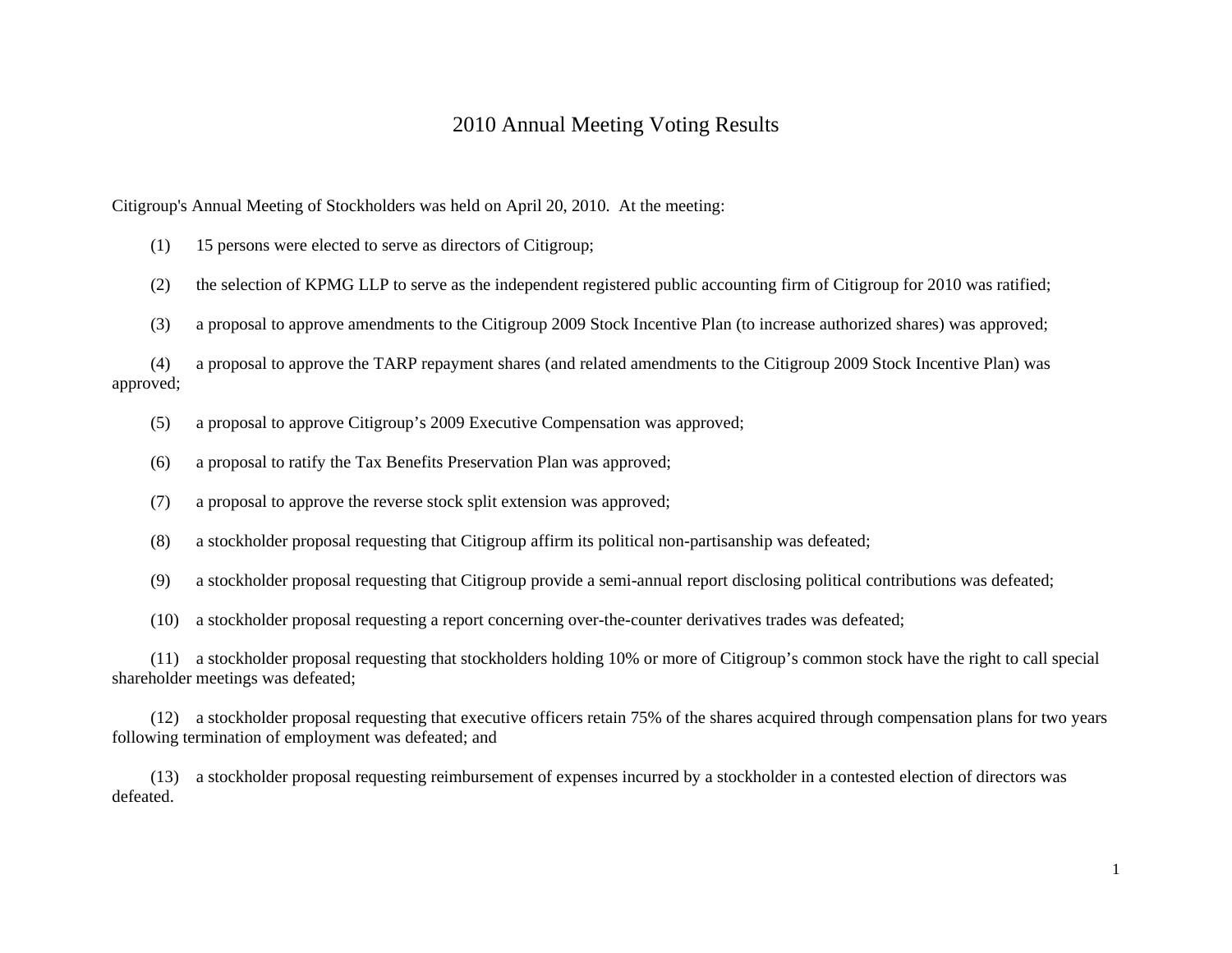# 2010 Annual Meeting Voting Results

Citigroup's Annual Meeting of Stockholders was held on April 20, 2010. At the meeting:

(1) 15 persons were elected to serve as directors of Citigroup;

(2) the selection of KPMG LLP to serve as the independent registered public accounting firm of Citigroup for 2010 was ratified;

(3) a proposal to approve amendments to the Citigroup 2009 Stock Incentive Plan (to increase authorized shares) was approved;

(4) a proposal to approve the TARP repayment shares (and related amendments to the Citigroup 2009 Stock Incentive Plan) was approved;

(5) a proposal to approve Citigroup's 2009 Executive Compensation was approved;

(6) a proposal to ratify the Tax Benefits Preservation Plan was approved;

(7) a proposal to approve the reverse stock split extension was approved;

(8) a stockholder proposal requesting that Citigroup affirm its political non-partisanship was defeated;

(9) a stockholder proposal requesting that Citigroup provide a semi-annual report disclosing political contributions was defeated;

(10) a stockholder proposal requesting a report concerning over-the-counter derivatives trades was defeated;

(11) a stockholder proposal requesting that stockholders holding 10% or more of Citigroup's common stock have the right to call special shareholder meetings was defeated;

(12) a stockholder proposal requesting that executive officers retain 75% of the shares acquired through compensation plans for two years following termination of employment was defeated; and

(13) a stockholder proposal requesting reimbursement of expenses incurred by a stockholder in a contested election of directors was defeated.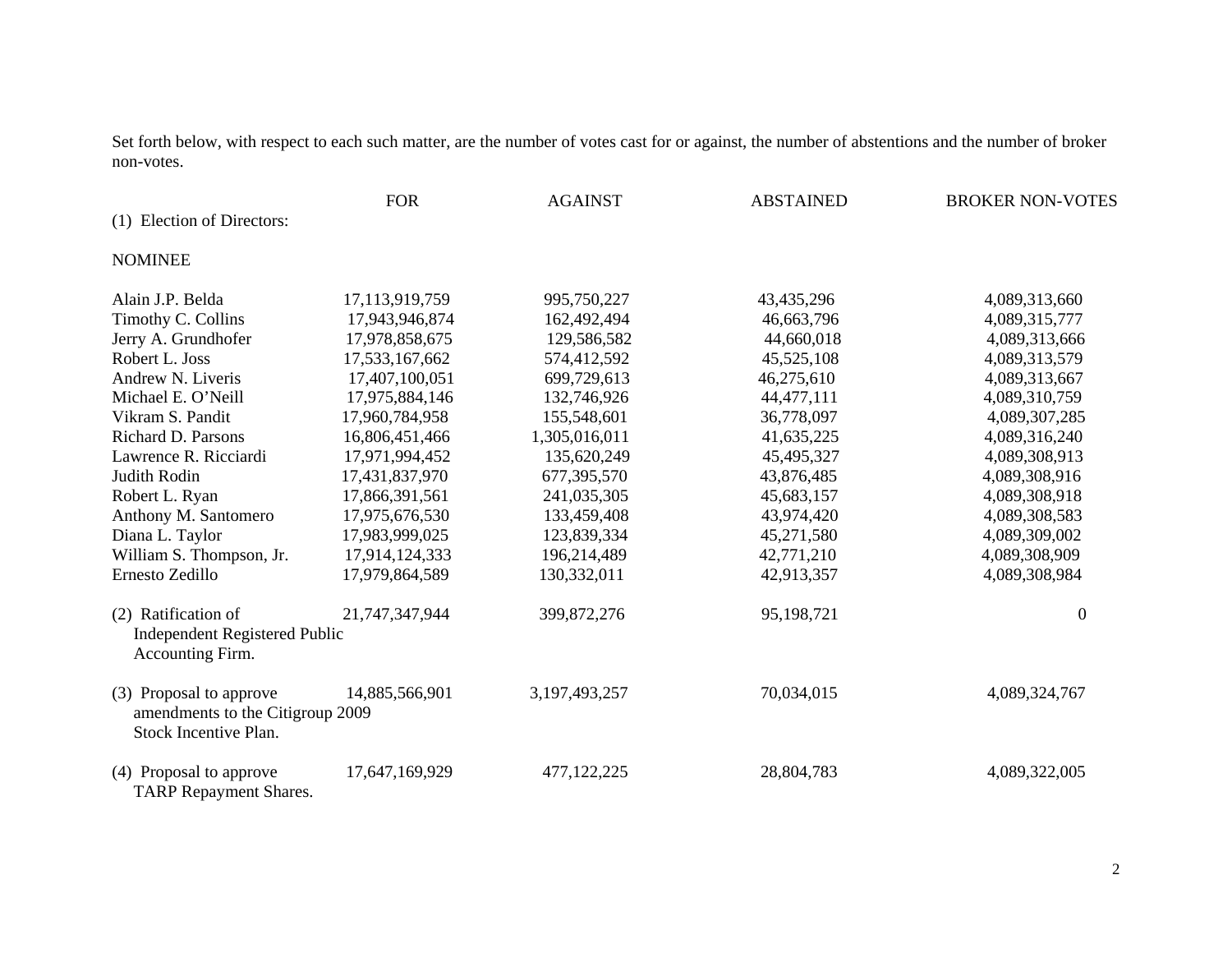Set forth below, with respect to each such matter, are the number of votes cast for or against, the number of abstentions and the number of broker non-votes.

| | FOR | AGAINST | ABSTAINED | BROKER NON-VOTES |
|---|---|---|---|---|
| (1) Election of Directors: | | | | |
| NOMINEE | | | | |
| Alain J.P. Belda | 17,113,919,759 | 995,750,227 | 43,435,296 | 4,089,313,660 |
| Timothy C. Collins | 17,943,946,874 | 162,492,494 | 46,663,796 | 4,089,315,777 |
| Jerry A. Grundhofer | 17,978,858,675 | 129,586,582 | 44,660,018 | 4,089,313,666 |
| Robert L. Joss | 17,533,167,662 | 574,412,592 | 45,525,108 | 4,089,313,579 |
| Andrew N. Liveris | 17,407,100,051 | 699,729,613 | 46,275,610 | 4,089,313,667 |
| Michael E. O’Neill | 17,975,884,146 | 132,746,926 | 44,477,111 | 4,089,310,759 |
| Vikram S. Pandit | 17,960,784,958 | 155,548,601 | 36,778,097 | 4,089,307,285 |
| Richard D. Parsons | 16,806,451,466 | 1,305,016,011 | 41,635,225 | 4,089,316,240 |
| Lawrence R. Ricciardi | 17,971,994,452 | 135,620,249 | 45,495,327 | 4,089,308,913 |
| Judith Rodin | 17,431,837,970 | 677,395,570 | 43,876,485 | 4,089,308,916 |
| Robert L. Ryan | 17,866,391,561 | 241,035,305 | 45,683,157 | 4,089,308,918 |
| Anthony M. Santomero | 17,975,676,530 | 133,459,408 | 43,974,420 | 4,089,308,583 |
| Diana L. Taylor | 17,983,999,025 | 123,839,334 | 45,271,580 | 4,089,309,002 |
| William S. Thompson, Jr. | 17,914,124,333 | 196,214,489 | 42,771,210 | 4,089,308,909 |
| Ernesto Zedillo | 17,979,864,589 | 130,332,011 | 42,913,357 | 4,089,308,984 |
| (2) Ratification of Independent Registered Public Accounting Firm. | 21,747,347,944 | 399,872,276 | 95,198,721 | 0 |
| (3) Proposal to approve amendments to the Citigroup 2009 Stock Incentive Plan. | 14,885,566,901 | 3,197,493,257 | 70,034,015 | 4,089,324,767 |
| (4) Proposal to approve TARP Repayment Shares. | 17,647,169,929 | 477,122,225 | 28,804,783 | 4,089,322,005 |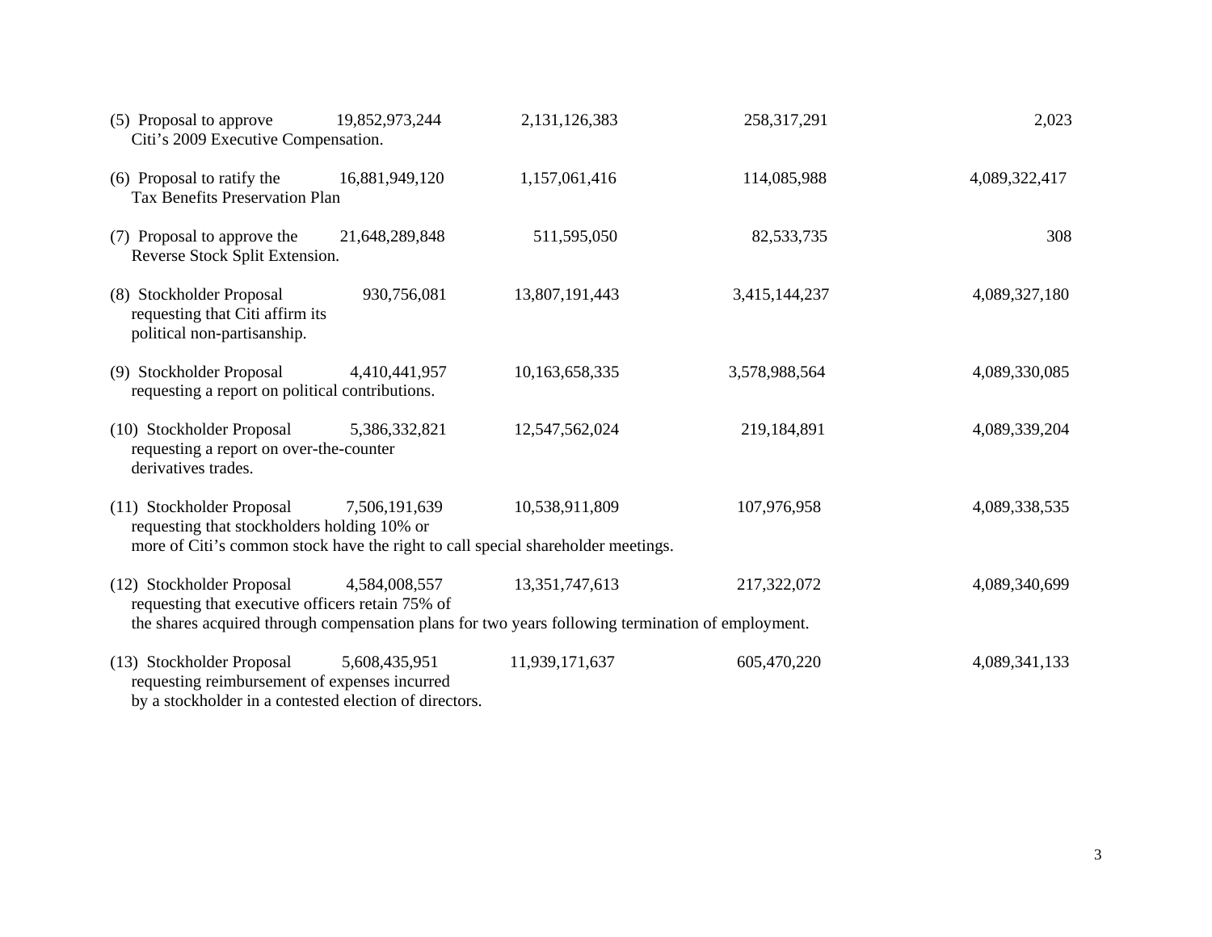| | | | | |
|---|---|---|---|---|
| (5) Proposal to approve Citi's 2009 Executive Compensation. | 19,852,973,244 | 2,131,126,383 | 258,317,291 | 2,023 |
| (6) Proposal to ratify the Tax Benefits Preservation Plan | 16,881,949,120 | 1,157,061,416 | 114,085,988 | 4,089,322,417 |
| (7) Proposal to approve the Reverse Stock Split Extension. | 21,648,289,848 | 511,595,050 | 82,533,735 | 308 |
| (8) Stockholder Proposal requesting that Citi affirm its political non-partisanship. | 930,756,081 | 13,807,191,443 | 3,415,144,237 | 4,089,327,180 |
| (9) Stockholder Proposal requesting a report on political contributions. | 4,410,441,957 | 10,163,658,335 | 3,578,988,564 | 4,089,330,085 |
| (10) Stockholder Proposal requesting a report on over-the-counter derivatives trades. | 5,386,332,821 | 12,547,562,024 | 219,184,891 | 4,089,339,204 |
| (11) Stockholder Proposal requesting that stockholders holding 10% or more of Citi's common stock have the right to call special shareholder meetings. | 7,506,191,639 | 10,538,911,809 | 107,976,958 | 4,089,338,535 |
| (12) Stockholder Proposal requesting that executive officers retain 75% of the shares acquired through compensation plans for two years following termination of employment. | 4,584,008,557 | 13,351,747,613 | 217,322,072 | 4,089,340,699 |
| (13) Stockholder Proposal requesting reimbursement of expenses incurred by a stockholder in a contested election of directors. | 5,608,435,951 | 11,939,171,637 | 605,470,220 | 4,089,341,133 |